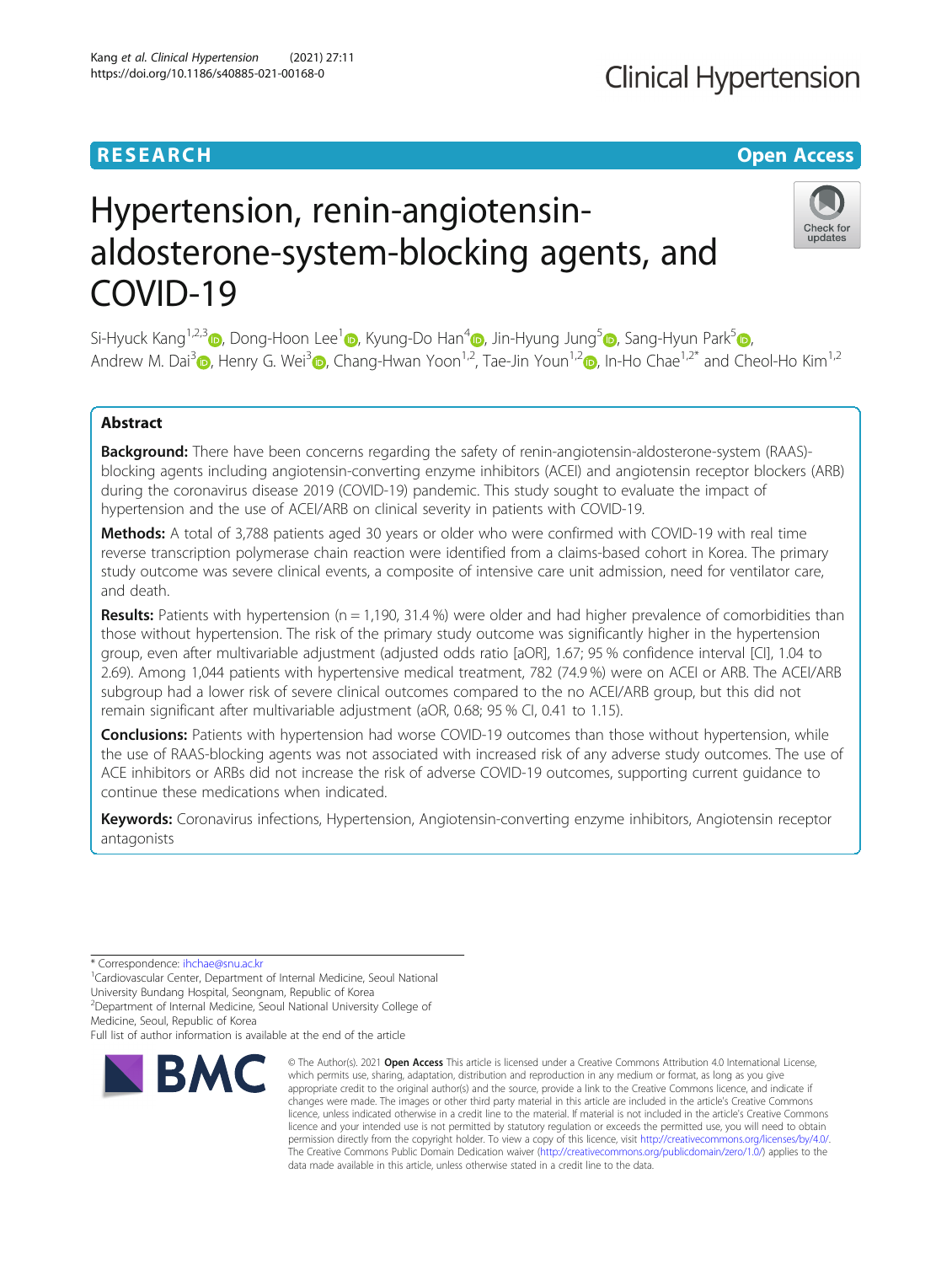RESEARCH

Open Access

# Hypertension, renin-angiotensin-aldosterone-system-blocking agents, and COVID-19

Si-Hyuck Kang[1,2,3], Dong-Hoon Lee[1], Kyung-Do Han[4], Jin-Hyung Jung[5], Sang-Hyun Park[5], Andrew M. Dai[3], Henry G. Wei[3], Chang-Hwan Yoon[1,2], Tae-Jin Youn[1,2], In-Ho Chae[1,2*] and Cheol-Ho Kim[1,2]

## Abstract

**Background:** There have been concerns regarding the safety of renin-angiotensin-aldosterone-system (RAAS)-blocking agents including angiotensin-converting enzyme inhibitors (ACEI) and angiotensin receptor blockers (ARB) during the coronavirus disease 2019 (COVID-19) pandemic. This study sought to evaluate the impact of hypertension and the use of ACEI/ARB on clinical severity in patients with COVID-19.

**Methods:** A total of 3,788 patients aged 30 years or older who were confirmed with COVID-19 with real time reverse transcription polymerase chain reaction were identified from a claims-based cohort in Korea. The primary study outcome was severe clinical events, a composite of intensive care unit admission, need for ventilator care, and death.

**Results:** Patients with hypertension (n = 1,190, 31.4 %) were older and had higher prevalence of comorbidities than those without hypertension. The risk of the primary study outcome was significantly higher in the hypertension group, even after multivariable adjustment (adjusted odds ratio [aOR], 1.67; 95 % confidence interval [CI], 1.04 to 2.69). Among 1,044 patients with hypertensive medical treatment, 782 (74.9 %) were on ACEI or ARB. The ACEI/ARB subgroup had a lower risk of severe clinical outcomes compared to the no ACEI/ARB group, but this did not remain significant after multivariable adjustment (aOR, 0.68; 95 % CI, 0.41 to 1.15).

**Conclusions:** Patients with hypertension had worse COVID-19 outcomes than those without hypertension, while the use of RAAS-blocking agents was not associated with increased risk of any adverse study outcomes. The use of ACE inhibitors or ARBs did not increase the risk of adverse COVID-19 outcomes, supporting current guidance to continue these medications when indicated.

**Keywords:** Coronavirus infections, Hypertension, Angiotensin-converting enzyme inhibitors, Angiotensin receptor antagonists

---

\* Correspondence: ihchae@snu.ac.kr
[1]Cardiovascular Center, Department of Internal Medicine, Seoul National University Bundang Hospital, Seongnam, Republic of Korea
[2]Department of Internal Medicine, Seoul National University College of Medicine, Seoul, Republic of Korea
Full list of author information is available at the end of the article

© The Author(s). 2021 **Open Access** This article is licensed under a Creative Commons Attribution 4.0 International License, which permits use, sharing, adaptation, distribution and reproduction in any medium or format, as long as you give appropriate credit to the original author(s) and the source, provide a link to the Creative Commons licence, and indicate if changes were made. The images or other third party material in this article are included in the article's Creative Commons licence, unless indicated otherwise in a credit line to the material. If material is not included in the article's Creative Commons licence and your intended use is not permitted by statutory regulation or exceeds the permitted use, you will need to obtain permission directly from the copyright holder. To view a copy of this licence, visit http://creativecommons.org/licenses/by/4.0/. The Creative Commons Public Domain Dedication waiver (http://creativecommons.org/publicdomain/zero/1.0/) applies to the data made available in this article, unless otherwise stated in a credit line to the data.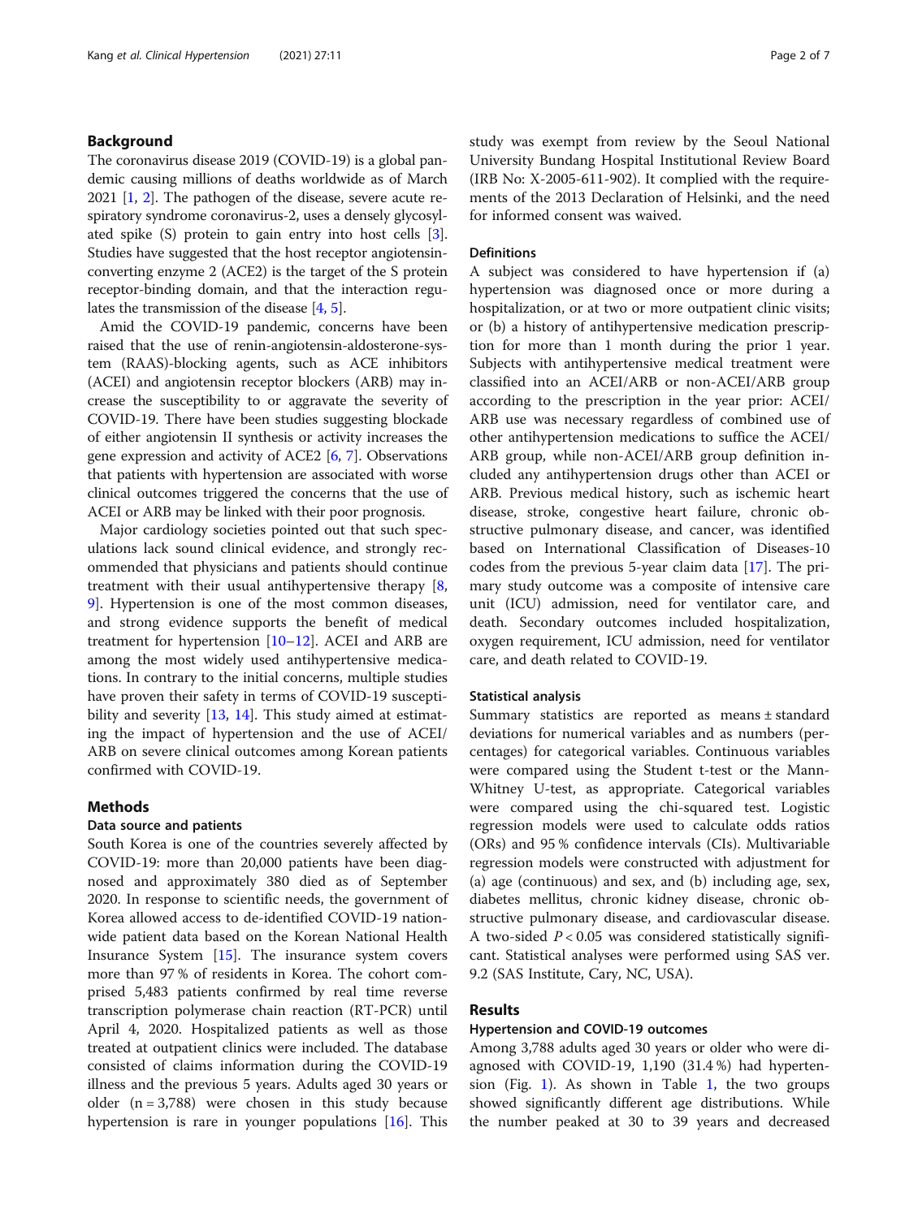## Background

The coronavirus disease 2019 (COVID-19) is a global pandemic causing millions of deaths worldwide as of March 2021 [1, 2]. The pathogen of the disease, severe acute respiratory syndrome coronavirus-2, uses a densely glycosylated spike (S) protein to gain entry into host cells [3]. Studies have suggested that the host receptor angiotensin-converting enzyme 2 (ACE2) is the target of the S protein receptor-binding domain, and that the interaction regulates the transmission of the disease [4, 5].

Amid the COVID-19 pandemic, concerns have been raised that the use of renin-angiotensin-aldosterone-system (RAAS)-blocking agents, such as ACE inhibitors (ACEI) and angiotensin receptor blockers (ARB) may increase the susceptibility to or aggravate the severity of COVID-19. There have been studies suggesting blockade of either angiotensin II synthesis or activity increases the gene expression and activity of ACE2 [6, 7]. Observations that patients with hypertension are associated with worse clinical outcomes triggered the concerns that the use of ACEI or ARB may be linked with their poor prognosis.

Major cardiology societies pointed out that such speculations lack sound clinical evidence, and strongly recommended that physicians and patients should continue treatment with their usual antihypertensive therapy [8, 9]. Hypertension is one of the most common diseases, and strong evidence supports the benefit of medical treatment for hypertension [10–12]. ACEI and ARB are among the most widely used antihypertensive medications. In contrary to the initial concerns, multiple studies have proven their safety in terms of COVID-19 susceptibility and severity [13, 14]. This study aimed at estimating the impact of hypertension and the use of ACEI/ARB on severe clinical outcomes among Korean patients confirmed with COVID-19.

## Methods

### Data source and patients

South Korea is one of the countries severely affected by COVID-19: more than 20,000 patients have been diagnosed and approximately 380 died as of September 2020. In response to scientific needs, the government of Korea allowed access to de-identified COVID-19 nationwide patient data based on the Korean National Health Insurance System [15]. The insurance system covers more than 97 % of residents in Korea. The cohort comprised 5,483 patients confirmed by real time reverse transcription polymerase chain reaction (RT-PCR) until April 4, 2020. Hospitalized patients as well as those treated at outpatient clinics were included. The database consisted of claims information during the COVID-19 illness and the previous 5 years. Adults aged 30 years or older (n = 3,788) were chosen in this study because hypertension is rare in younger populations [16]. This study was exempt from review by the Seoul National University Bundang Hospital Institutional Review Board (IRB No: X-2005-611-902). It complied with the requirements of the 2013 Declaration of Helsinki, and the need for informed consent was waived.

### Definitions

A subject was considered to have hypertension if (a) hypertension was diagnosed once or more during a hospitalization, or at two or more outpatient clinic visits; or (b) a history of antihypertensive medication prescription for more than 1 month during the prior 1 year. Subjects with antihypertensive medical treatment were classified into an ACEI/ARB or non-ACEI/ARB group according to the prescription in the year prior: ACEI/ARB use was necessary regardless of combined use of other antihypertension medications to suffice the ACEI/ARB group, while non-ACEI/ARB group definition included any antihypertension drugs other than ACEI or ARB. Previous medical history, such as ischemic heart disease, stroke, congestive heart failure, chronic obstructive pulmonary disease, and cancer, was identified based on International Classification of Diseases-10 codes from the previous 5-year claim data [17]. The primary study outcome was a composite of intensive care unit (ICU) admission, need for ventilator care, and death. Secondary outcomes included hospitalization, oxygen requirement, ICU admission, need for ventilator care, and death related to COVID-19.

### Statistical analysis

Summary statistics are reported as means ± standard deviations for numerical variables and as numbers (percentages) for categorical variables. Continuous variables were compared using the Student t-test or the Mann-Whitney U-test, as appropriate. Categorical variables were compared using the chi-squared test. Logistic regression models were used to calculate odds ratios (ORs) and 95 % confidence intervals (CIs). Multivariable regression models were constructed with adjustment for (a) age (continuous) and sex, and (b) including age, sex, diabetes mellitus, chronic kidney disease, chronic obstructive pulmonary disease, and cardiovascular disease. A two-sided $P < 0.05$ was considered statistically significant. Statistical analyses were performed using SAS ver. 9.2 (SAS Institute, Cary, NC, USA).

## Results

### Hypertension and COVID-19 outcomes

Among 3,788 adults aged 30 years or older who were diagnosed with COVID-19, 1,190 (31.4 %) had hypertension (Fig. 1). As shown in Table 1, the two groups showed significantly different age distributions. While the number peaked at 30 to 39 years and decreased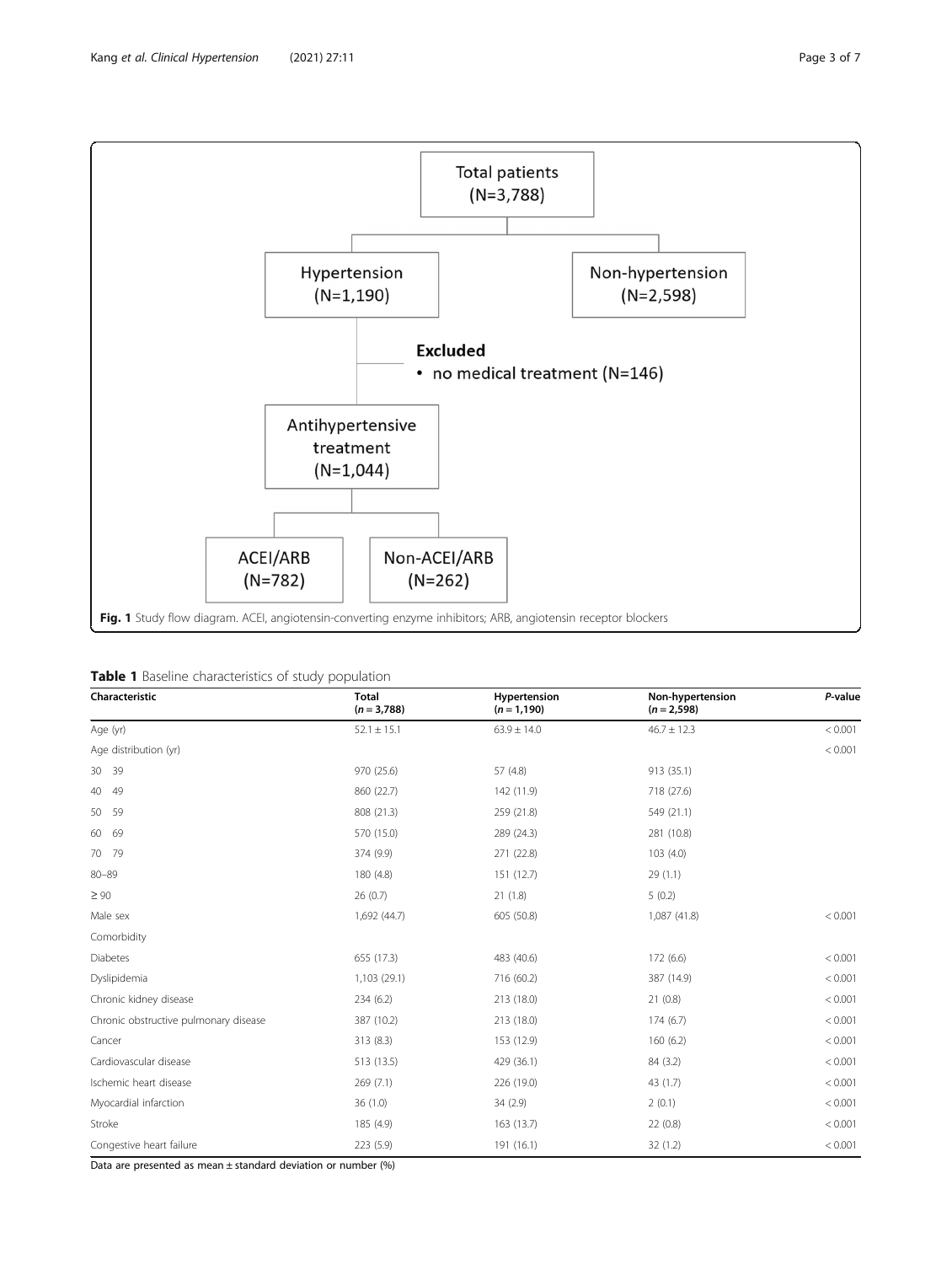Total patients
(N=3,788)

Hypertension
(N=1,190)

Non-hypertension
(N=2,598)

**Excluded**
- no medical treatment (N=146)

Antihypertensive treatment
(N=1,044)

ACEI/ARB
(N=782)

Non-ACEI/ARB
(N=262)

**Fig. 1** Study flow diagram. ACEI, angiotensin-converting enzyme inhibitors; ARB, angiotensin receptor blockers

**Table 1** Baseline characteristics of study population

| Characteristic | Total ($n$ = 3,788) | Hypertension ($n$ = 1,190) | Non-hypertension ($n$ = 2,598) | *P*-value |
|---|---|---|---|---|
| Age (yr) | 52.1 ± 15.1 | 63.9 ± 14.0 | 46.7 ± 12.3 | < 0.001 |
| Age distribution (yr) | | | | < 0.001 |
| 30 39 | 970 (25.6) | 57 (4.8) | 913 (35.1) | |
| 40 49 | 860 (22.7) | 142 (11.9) | 718 (27.6) | |
| 50 59 | 808 (21.3) | 259 (21.8) | 549 (21.1) | |
| 60 69 | 570 (15.0) | 289 (24.3) | 281 (10.8) | |
| 70 79 | 374 (9.9) | 271 (22.8) | 103 (4.0) | |
| 80–89 | 180 (4.8) | 151 (12.7) | 29 (1.1) | |
| ≥ 90 | 26 (0.7) | 21 (1.8) | 5 (0.2) | |
| Male sex | 1,692 (44.7) | 605 (50.8) | 1,087 (41.8) | < 0.001 |
| Comorbidity | | | | |
| Diabetes | 655 (17.3) | 483 (40.6) | 172 (6.6) | < 0.001 |
| Dyslipidemia | 1,103 (29.1) | 716 (60.2) | 387 (14.9) | < 0.001 |
| Chronic kidney disease | 234 (6.2) | 213 (18.0) | 21 (0.8) | < 0.001 |
| Chronic obstructive pulmonary disease | 387 (10.2) | 213 (18.0) | 174 (6.7) | < 0.001 |
| Cancer | 313 (8.3) | 153 (12.9) | 160 (6.2) | < 0.001 |
| Cardiovascular disease | 513 (13.5) | 429 (36.1) | 84 (3.2) | < 0.001 |
| Ischemic heart disease | 269 (7.1) | 226 (19.0) | 43 (1.7) | < 0.001 |
| Myocardial infarction | 36 (1.0) | 34 (2.9) | 2 (0.1) | < 0.001 |
| Stroke | 185 (4.9) | 163 (13.7) | 22 (0.8) | < 0.001 |
| Congestive heart failure | 223 (5.9) | 191 (16.1) | 32 (1.2) | < 0.001 |

Data are presented as mean ± standard deviation or number (%)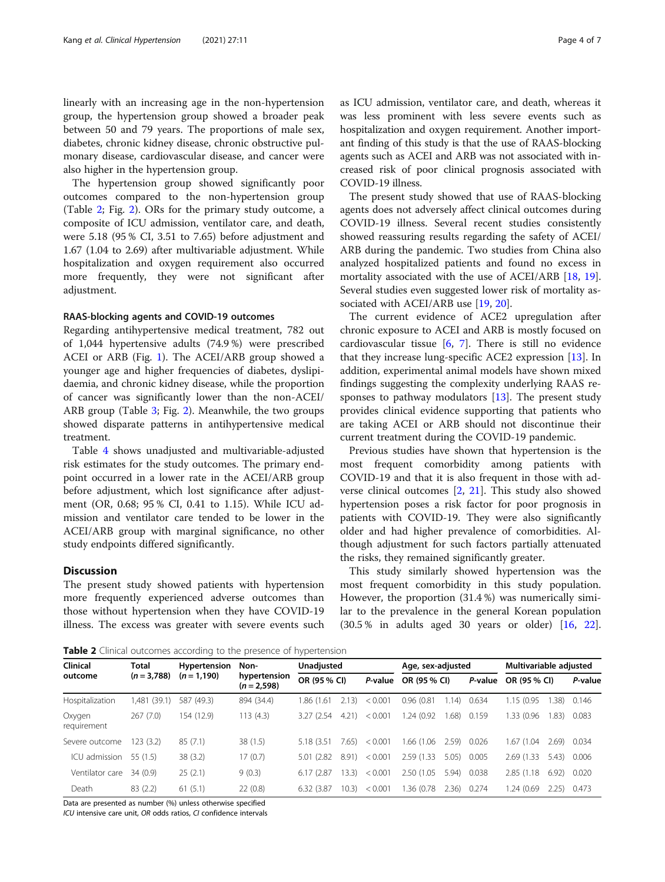linearly with an increasing age in the non-hypertension group, the hypertension group showed a broader peak between 50 and 79 years. The proportions of male sex, diabetes, chronic kidney disease, chronic obstructive pulmonary disease, cardiovascular disease, and cancer were also higher in the hypertension group.

The hypertension group showed significantly poor outcomes compared to the non-hypertension group (Table 2; Fig. 2). ORs for the primary study outcome, a composite of ICU admission, ventilator care, and death, were 5.18 (95 % CI, 3.51 to 7.65) before adjustment and 1.67 (1.04 to 2.69) after multivariable adjustment. While hospitalization and oxygen requirement also occurred more frequently, they were not significant after adjustment.

### RAAS-blocking agents and COVID-19 outcomes

Regarding antihypertensive medical treatment, 782 out of 1,044 hypertensive adults (74.9 %) were prescribed ACEI or ARB (Fig. 1). The ACEI/ARB group showed a younger age and higher frequencies of diabetes, dyslipidaemia, and chronic kidney disease, while the proportion of cancer was significantly lower than the non-ACEI/ARB group (Table 3; Fig. 2). Meanwhile, the two groups showed disparate patterns in antihypertensive medical treatment.

Table 4 shows unadjusted and multivariable-adjusted risk estimates for the study outcomes. The primary endpoint occurred in a lower rate in the ACEI/ARB group before adjustment, which lost significance after adjustment (OR, 0.68; 95 % CI, 0.41 to 1.15). While ICU admission and ventilator care tended to be lower in the ACEI/ARB group with marginal significance, no other study endpoints differed significantly.

## Discussion

The present study showed patients with hypertension more frequently experienced adverse outcomes than those without hypertension when they have COVID-19 illness. The excess was greater with severe events such as ICU admission, ventilator care, and death, whereas it was less prominent with less severe events such as hospitalization and oxygen requirement. Another important finding of this study is that the use of RAAS-blocking agents such as ACEI and ARB was not associated with increased risk of poor clinical prognosis associated with COVID-19 illness.

The present study showed that use of RAAS-blocking agents does not adversely affect clinical outcomes during COVID-19 illness. Several recent studies consistently showed reassuring results regarding the safety of ACEI/ARB during the pandemic. Two studies from China also analyzed hospitalized patients and found no excess in mortality associated with the use of ACEI/ARB [18, 19]. Several studies even suggested lower risk of mortality associated with ACEI/ARB use [19, 20].

The current evidence of ACE2 upregulation after chronic exposure to ACEI and ARB is mostly focused on cardiovascular tissue [6, 7]. There is still no evidence that they increase lung-specific ACE2 expression [13]. In addition, experimental animal models have shown mixed findings suggesting the complexity underlying RAAS responses to pathway modulators [13]. The present study provides clinical evidence supporting that patients who are taking ACEI or ARB should not discontinue their current treatment during the COVID-19 pandemic.

Previous studies have shown that hypertension is the most frequent comorbidity among patients with COVID-19 and that it is also frequent in those with adverse clinical outcomes [2, 21]. This study also showed hypertension poses a risk factor for poor prognosis in patients with COVID-19. They were also significantly older and had higher prevalence of comorbidities. Although adjustment for such factors partially attenuated the risks, they remained significantly greater.

This study similarly showed hypertension was the most frequent comorbidity in this study population. However, the proportion (31.4 %) was numerically similar to the prevalence in the general Korean population (30.5 % in adults aged 30 years or older) [16, 22].

**Table 2** Clinical outcomes according to the presence of hypertension

| Clinical outcome | Total (n = 3,788) | Hypertension (n = 1,190) | Non-hypertension (n = 2,598) | Unadjusted | | Age, sex-adjusted | | Multivariable adjusted | |
|---|---|---|---|---|---|---|---|---|---|
| | | | | OR (95 % CI) | P-value | OR (95 % CI) | P-value | OR (95 % CI) | P-value |
| Hospitalization | 1,481 (39.1) | 587 (49.3) | 894 (34.4) | 1.86 (1.61 2.13) | < 0.001 | 0.96 (0.81 1.14) | 0.634 | 1.15 (0.95 1.38) | 0.146 |
| Oxygen requirement | 267 (7.0) | 154 (12.9) | 113 (4.3) | 3.27 (2.54 4.21) | < 0.001 | 1.24 (0.92 1.68) | 0.159 | 1.33 (0.96 1.83) | 0.083 |
| Severe outcome | 123 (3.2) | 85 (7.1) | 38 (1.5) | 5.18 (3.51 7.65) | < 0.001 | 1.66 (1.06 2.59) | 0.026 | 1.67 (1.04 2.69) | 0.034 |
| ICU admission | 55 (1.5) | 38 (3.2) | 17 (0.7) | 5.01 (2.82 8.91) | < 0.001 | 2.59 (1.33 5.05) | 0.005 | 2.69 (1.33 5.43) | 0.006 |
| Ventilator care | 34 (0.9) | 25 (2.1) | 9 (0.3) | 6.17 (2.87 13.3) | < 0.001 | 2.50 (1.05 5.94) | 0.038 | 2.85 (1.18 6.92) | 0.020 |
| Death | 83 (2.2) | 61 (5.1) | 22 (0.8) | 6.32 (3.87 10.3) | < 0.001 | 1.36 (0.78 2.36) | 0.274 | 1.24 (0.69 2.25) | 0.473 |

Data are presented as number (%) unless otherwise specified
*ICU* intensive care unit, *OR* odds ratios, *CI* confidence intervals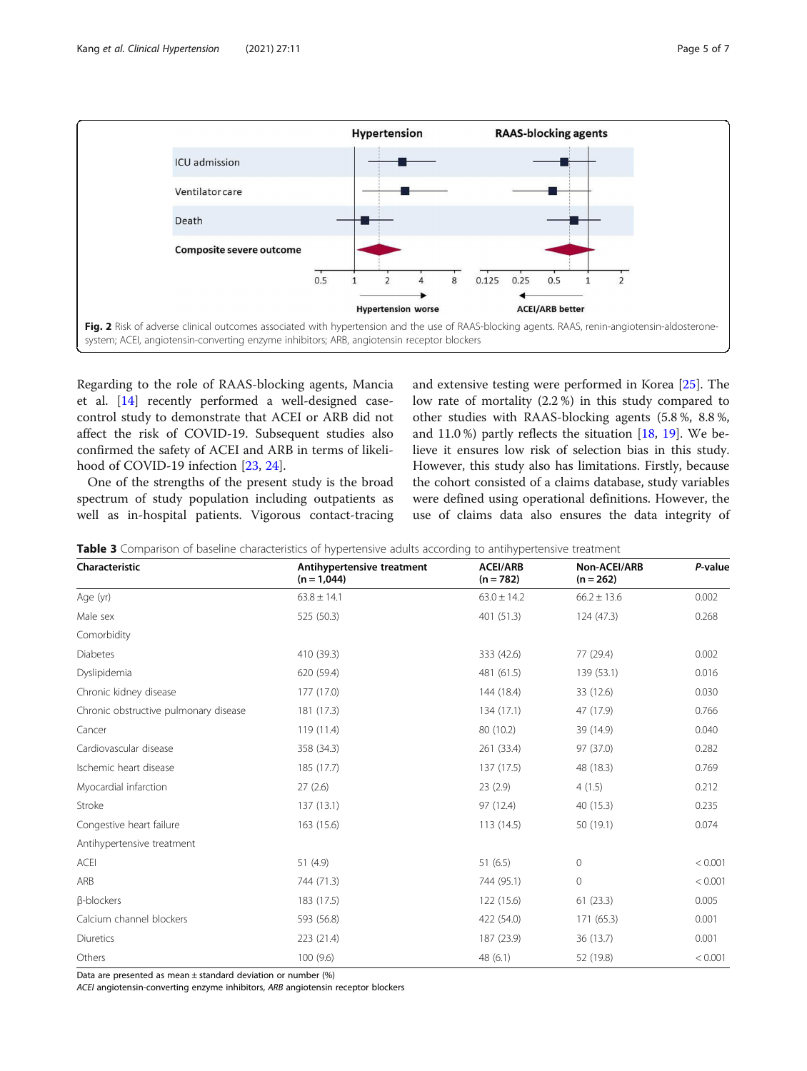Fig. 2 Risk of adverse clinical outcomes associated with hypertension and the use of RAAS-blocking agents. RAAS, renin-angiotensin-aldosterone-system; ACEI, angiotensin-converting enzyme inhibitors; ARB, angiotensin receptor blockers

Regarding to the role of RAAS-blocking agents, Mancia et al. [14] recently performed a well-designed case-control study to demonstrate that ACEI or ARB did not affect the risk of COVID-19. Subsequent studies also confirmed the safety of ACEI and ARB in terms of likelihood of COVID-19 infection [23, 24].

One of the strengths of the present study is the broad spectrum of study population including outpatients as well as in-hospital patients. Vigorous contact-tracing and extensive testing were performed in Korea [25]. The low rate of mortality (2.2 %) in this study compared to other studies with RAAS-blocking agents (5.8 %, 8.8 %, and 11.0 %) partly reflects the situation [18, 19]. We believe it ensures low risk of selection bias in this study. However, this study also has limitations. Firstly, because the cohort consisted of a claims database, study variables were defined using operational definitions. However, the use of claims data also ensures the data integrity of

**Table 3** Comparison of baseline characteristics of hypertensive adults according to antihypertensive treatment

| Characteristic | Antihypertensive treatment (n = 1,044) | ACEI/ARB (n = 782) | Non-ACEI/ARB (n = 262) | *P*-value |
|---|---|---|---|---|
| Age (yr) | 63.8 ± 14.1 | 63.0 ± 14.2 | 66.2 ± 13.6 | 0.002 |
| Male sex | 525 (50.3) | 401 (51.3) | 124 (47.3) | 0.268 |
| Comorbidity | | | | |
| Diabetes | 410 (39.3) | 333 (42.6) | 77 (29.4) | 0.002 |
| Dyslipidemia | 620 (59.4) | 481 (61.5) | 139 (53.1) | 0.016 |
| Chronic kidney disease | 177 (17.0) | 144 (18.4) | 33 (12.6) | 0.030 |
| Chronic obstructive pulmonary disease | 181 (17.3) | 134 (17.1) | 47 (17.9) | 0.766 |
| Cancer | 119 (11.4) | 80 (10.2) | 39 (14.9) | 0.040 |
| Cardiovascular disease | 358 (34.3) | 261 (33.4) | 97 (37.0) | 0.282 |
| Ischemic heart disease | 185 (17.7) | 137 (17.5) | 48 (18.3) | 0.769 |
| Myocardial infarction | 27 (2.6) | 23 (2.9) | 4 (1.5) | 0.212 |
| Stroke | 137 (13.1) | 97 (12.4) | 40 (15.3) | 0.235 |
| Congestive heart failure | 163 (15.6) | 113 (14.5) | 50 (19.1) | 0.074 |
| Antihypertensive treatment | | | | |
| ACEI | 51 (4.9) | 51 (6.5) | 0 | < 0.001 |
| ARB | 744 (71.3) | 744 (95.1) | 0 | < 0.001 |
| β-blockers | 183 (17.5) | 122 (15.6) | 61 (23.3) | 0.005 |
| Calcium channel blockers | 593 (56.8) | 422 (54.0) | 171 (65.3) | 0.001 |
| Diuretics | 223 (21.4) | 187 (23.9) | 36 (13.7) | 0.001 |
| Others | 100 (9.6) | 48 (6.1) | 52 (19.8) | < 0.001 |

Data are presented as mean ± standard deviation or number (%)

*ACEI* angiotensin-converting enzyme inhibitors, *ARB* angiotensin receptor blockers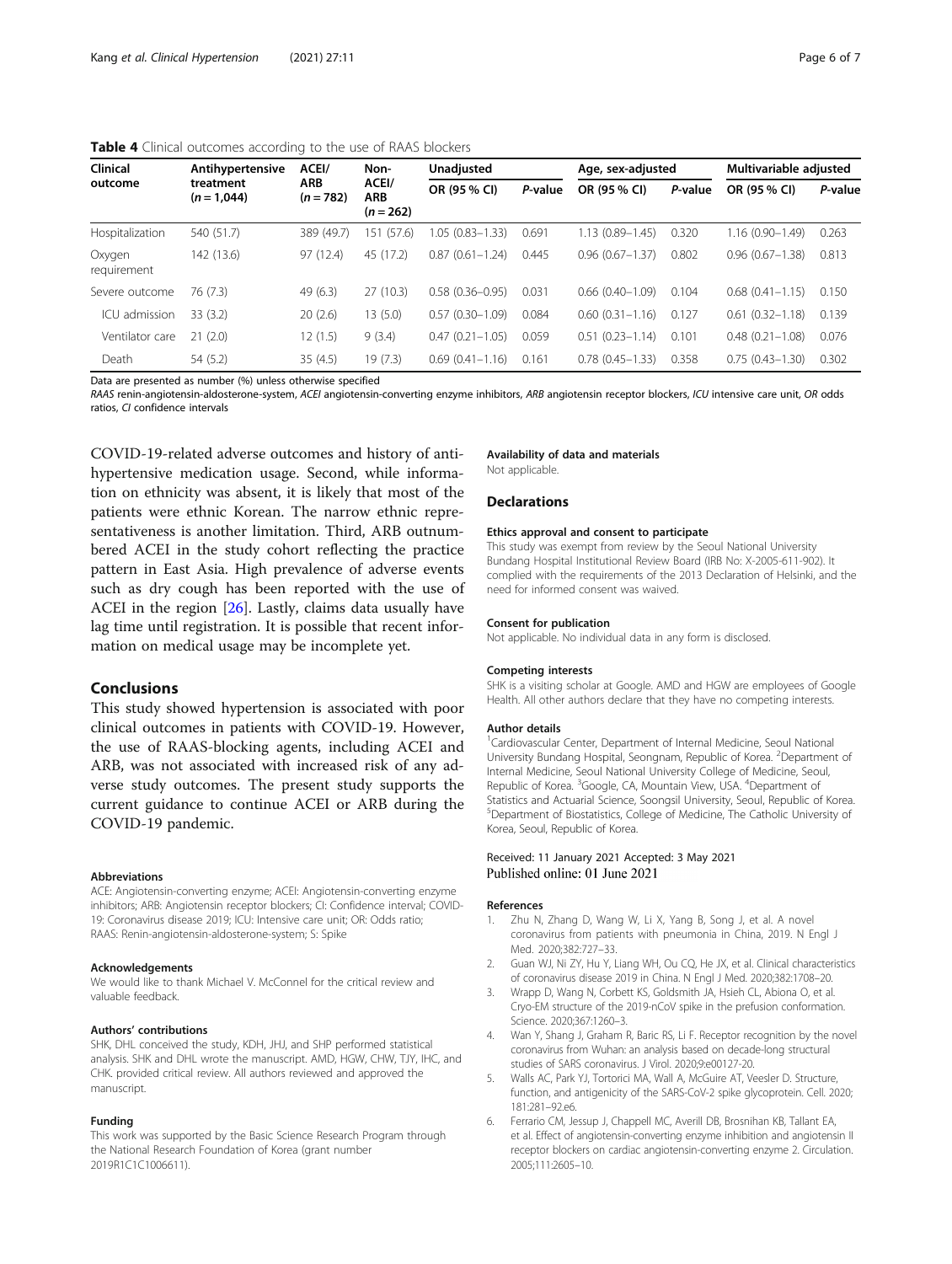**Table 4** Clinical outcomes according to the use of RAAS blockers

| Clinical outcome | Antihypertensive treatment (*n* = 1,044) | ACEI/ ARB (*n* = 782) | Non-ACEI/ ARB (*n* = 262) | Unadjusted | | Age, sex-adjusted | | Multivariable adjusted | |
|---|---|---|---|---|---|---|---|---|---|
| | | | | OR (95 % CI) | *P*-value | OR (95 % CI) | *P*-value | OR (95 % CI) | *P*-value |
| Hospitalization | 540 (51.7) | 389 (49.7) | 151 (57.6) | 1.05 (0.83–1.33) | 0.691 | 1.13 (0.89–1.45) | 0.320 | 1.16 (0.90–1.49) | 0.263 |
| Oxygen requirement | 142 (13.6) | 97 (12.4) | 45 (17.2) | 0.87 (0.61–1.24) | 0.445 | 0.96 (0.67–1.37) | 0.802 | 0.96 (0.67–1.38) | 0.813 |
| Severe outcome | 76 (7.3) | 49 (6.3) | 27 (10.3) | 0.58 (0.36–0.95) | 0.031 | 0.66 (0.40–1.09) | 0.104 | 0.68 (0.41–1.15) | 0.150 |
| ICU admission | 33 (3.2) | 20 (2.6) | 13 (5.0) | 0.57 (0.30–1.09) | 0.084 | 0.60 (0.31–1.16) | 0.127 | 0.61 (0.32–1.18) | 0.139 |
| Ventilator care | 21 (2.0) | 12 (1.5) | 9 (3.4) | 0.47 (0.21–1.05) | 0.059 | 0.51 (0.23–1.14) | 0.101 | 0.48 (0.21–1.08) | 0.076 |
| Death | 54 (5.2) | 35 (4.5) | 19 (7.3) | 0.69 (0.41–1.16) | 0.161 | 0.78 (0.45–1.33) | 0.358 | 0.75 (0.43–1.30) | 0.302 |

Data are presented as number (%) unless otherwise specified

*RAAS* renin-angiotensin-aldosterone-system, *ACEI* angiotensin-converting enzyme inhibitors, *ARB* angiotensin receptor blockers, *ICU* intensive care unit, *OR* odds ratios, *CI* confidence intervals

COVID-19-related adverse outcomes and history of antihypertensive medication usage. Second, while information on ethnicity was absent, it is likely that most of the patients were ethnic Korean. The narrow ethnic representativeness is another limitation. Third, ARB outnumbered ACEI in the study cohort reflecting the practice pattern in East Asia. High prevalence of adverse events such as dry cough has been reported with the use of ACEI in the region [26]. Lastly, claims data usually have lag time until registration. It is possible that recent information on medical usage may be incomplete yet.

## Conclusions

This study showed hypertension is associated with poor clinical outcomes in patients with COVID-19. However, the use of RAAS-blocking agents, including ACEI and ARB, was not associated with increased risk of any adverse study outcomes. The present study supports the current guidance to continue ACEI or ARB during the COVID-19 pandemic.

#### Abbreviations

ACE: Angiotensin-converting enzyme; ACEI: Angiotensin-converting enzyme inhibitors; ARB: Angiotensin receptor blockers; CI: Confidence interval; COVID-19: Coronavirus disease 2019; ICU: Intensive care unit; OR: Odds ratio; RAAS: Renin-angiotensin-aldosterone-system; S: Spike

#### Acknowledgements

We would like to thank Michael V. McConnel for the critical review and valuable feedback.

#### Authors' contributions

SHK, DHL conceived the study, KDH, JHJ, and SHP performed statistical analysis. SHK and DHL wrote the manuscript. AMD, HGW, CHW, TJY, IHC, and CHK. provided critical review. All authors reviewed and approved the manuscript.

#### Funding

This work was supported by the Basic Science Research Program through the National Research Foundation of Korea (grant number 2019R1C1C1006611).

#### Availability of data and materials

Not applicable.

### Declarations

#### Ethics approval and consent to participate

This study was exempt from review by the Seoul National University Bundang Hospital Institutional Review Board (IRB No: X-2005-611-902). It complied with the requirements of the 2013 Declaration of Helsinki, and the need for informed consent was waived.

#### Consent for publication

Not applicable. No individual data in any form is disclosed.

#### Competing interests

SHK is a visiting scholar at Google. AMD and HGW are employees of Google Health. All other authors declare that they have no competing interests.

#### Author details

[1]Cardiovascular Center, Department of Internal Medicine, Seoul National University Bundang Hospital, Seongnam, Republic of Korea. [2]Department of Internal Medicine, Seoul National University College of Medicine, Seoul, Republic of Korea. [3]Google, CA, Mountain View, USA. [4]Department of Statistics and Actuarial Science, Soongsil University, Seoul, Republic of Korea. [5]Department of Biostatistics, College of Medicine, The Catholic University of Korea, Seoul, Republic of Korea.

Received: 11 January 2021 Accepted: 3 May 2021
Published online: 01 June 2021

#### References

1. Zhu N, Zhang D, Wang W, Li X, Yang B, Song J, et al. A novel coronavirus from patients with pneumonia in China, 2019. N Engl J Med. 2020;382:727–33.
2. Guan WJ, Ni ZY, Hu Y, Liang WH, Ou CQ, He JX, et al. Clinical characteristics of coronavirus disease 2019 in China. N Engl J Med. 2020;382:1708–20.
3. Wrapp D, Wang N, Corbett KS, Goldsmith JA, Hsieh CL, Abiona O, et al. Cryo-EM structure of the 2019-nCoV spike in the prefusion conformation. Science. 2020;367:1260–3.
4. Wan Y, Shang J, Graham R, Baric RS, Li F. Receptor recognition by the novel coronavirus from Wuhan: an analysis based on decade-long structural studies of SARS coronavirus. J Virol. 2020;9:e00127-20.
5. Walls AC, Park YJ, Tortorici MA, Wall A, McGuire AT, Veesler D. Structure, function, and antigenicity of the SARS-CoV-2 spike glycoprotein. Cell. 2020;181:281–92.e6.
6. Ferrario CM, Jessup J, Chappell MC, Averill DB, Brosnihan KB, Tallant EA, et al. Effect of angiotensin-converting enzyme inhibition and angiotensin II receptor blockers on cardiac angiotensin-converting enzyme 2. Circulation. 2005;111:2605–10.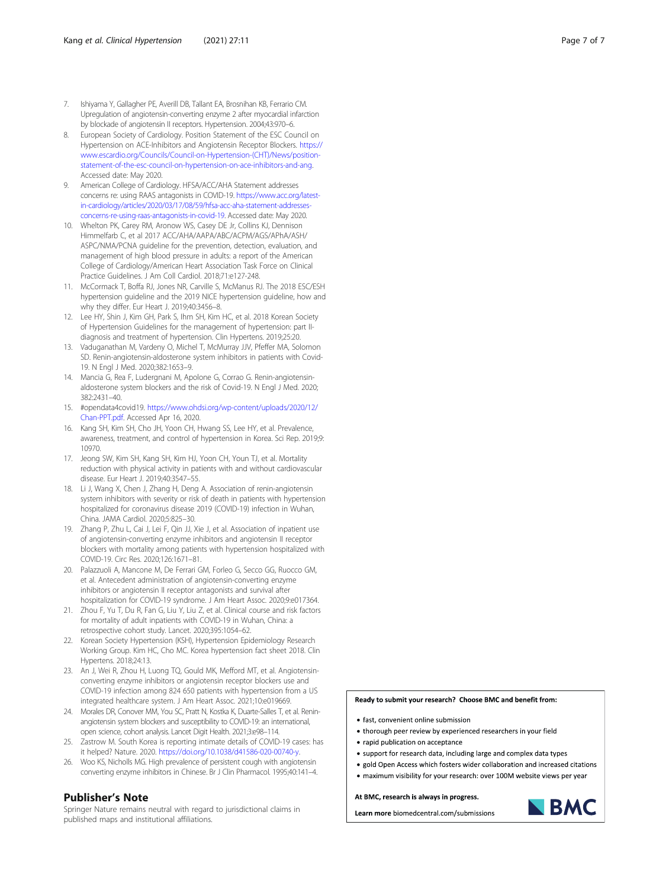7. Ishiyama Y, Gallagher PE, Averill DB, Tallant EA, Brosnihan KB, Ferrario CM. Upregulation of angiotensin-converting enzyme 2 after myocardial infarction by blockade of angiotensin II receptors. Hypertension. 2004;43:970–6.
8. European Society of Cardiology. Position Statement of the ESC Council on Hypertension on ACE-Inhibitors and Angiotensin Receptor Blockers. https://www.escardio.org/Councils/Council-on-Hypertension-(CHT)/News/position-statement-of-the-esc-council-on-hypertension-on-ace-inhibitors-and-ang. Accessed date: May 2020.
9. American College of Cardiology. HFSA/ACC/AHA Statement addresses concerns re: using RAAS antagonists in COVID-19. https://www.acc.org/latest-in-cardiology/articles/2020/03/17/08/59/hfsa-acc-aha-statement-addresses-concerns-re-using-raas-antagonists-in-covid-19. Accessed date: May 2020.
10. Whelton PK, Carey RM, Aronow WS, Casey DE Jr, Collins KJ, Dennison Himmelfarb C, et al 2017 ACC/AHA/AAPA/ABC/ACPM/AGS/APhA/ASH/ASPC/NMA/PCNA guideline for the prevention, detection, evaluation, and management of high blood pressure in adults: a report of the American College of Cardiology/American Heart Association Task Force on Clinical Practice Guidelines. J Am Coll Cardiol. 2018;71:e127-248.
11. McCormack T, Boffa RJ, Jones NR, Carville S, McManus RJ. The 2018 ESC/ESH hypertension guideline and the 2019 NICE hypertension guideline, how and why they differ. Eur Heart J. 2019;40:3456–8.
12. Lee HY, Shin J, Kim GH, Park S, Ihm SH, Kim HC, et al. 2018 Korean Society of Hypertension Guidelines for the management of hypertension: part II-diagnosis and treatment of hypertension. Clin Hypertens. 2019;25:20.
13. Vaduganathan M, Vardeny O, Michel T, McMurray JJV, Pfeffer MA, Solomon SD. Renin-angiotensin-aldosterone system inhibitors in patients with Covid-19. N Engl J Med. 2020;382:1653–9.
14. Mancia G, Rea F, Ludergnani M, Apolone G, Corrao G. Renin-angiotensin-aldosterone system blockers and the risk of Covid-19. N Engl J Med. 2020;382:2431–40.
15. #opendata4covid19. https://www.ohdsi.org/wp-content/uploads/2020/12/Chan-PPT.pdf. Accessed Apr 16, 2020.
16. Kang SH, Kim SH, Cho JH, Yoon CH, Hwang SS, Lee HY, et al. Prevalence, awareness, treatment, and control of hypertension in Korea. Sci Rep. 2019;9:10970.
17. Jeong SW, Kim SH, Kang SH, Kim HJ, Yoon CH, Youn TJ, et al. Mortality reduction with physical activity in patients with and without cardiovascular disease. Eur Heart J. 2019;40:3547–55.
18. Li J, Wang X, Chen J, Zhang H, Deng A. Association of renin-angiotensin system inhibitors with severity or risk of death in patients with hypertension hospitalized for coronavirus disease 2019 (COVID-19) infection in Wuhan, China. JAMA Cardiol. 2020;5:825–30.
19. Zhang P, Zhu L, Cai J, Lei F, Qin JJ, Xie J, et al. Association of inpatient use of angiotensin-converting enzyme inhibitors and angiotensin II receptor blockers with mortality among patients with hypertension hospitalized with COVID-19. Circ Res. 2020;126:1671–81.
20. Palazzuoli A, Mancone M, De Ferrari GM, Forleo G, Secco GG, Ruocco GM, et al. Antecedent administration of angiotensin-converting enzyme inhibitors or angiotensin II receptor antagonists and survival after hospitalization for COVID-19 syndrome. J Am Heart Assoc. 2020;9:e017364.
21. Zhou F, Yu T, Du R, Fan G, Liu Y, Liu Z, et al. Clinical course and risk factors for mortality of adult inpatients with COVID-19 in Wuhan, China: a retrospective cohort study. Lancet. 2020;395:1054–62.
22. Korean Society Hypertension (KSH), Hypertension Epidemiology Research Working Group. Kim HC, Cho MC. Korea hypertension fact sheet 2018. Clin Hypertens. 2018;24:13.
23. An J, Wei R, Zhou H, Luong TQ, Gould MK, Mefford MT, et al. Angiotensin-converting enzyme inhibitors or angiotensin receptor blockers use and COVID-19 infection among 824 650 patients with hypertension from a US integrated healthcare system. J Am Heart Assoc. 2021;10:e019669.
24. Morales DR, Conover MM, You SC, Pratt N, Kostka K, Duarte-Salles T, et al. Renin-angiotensin system blockers and susceptibility to COVID-19: an international, open science, cohort analysis. Lancet Digit Health. 2021;3:e98–114.
25. Zastrow M. South Korea is reporting intimate details of COVID-19 cases: has it helped? Nature. 2020. https://doi.org/10.1038/d41586-020-00740-y.
26. Woo KS, Nicholls MG. High prevalence of persistent cough with angiotensin converting enzyme inhibitors in Chinese. Br J Clin Pharmacol. 1995;40:141–4.

## Publisher's Note

Springer Nature remains neutral with regard to jurisdictional claims in published maps and institutional affiliations.

**Ready to submit your research? Choose BMC and benefit from:**

- fast, convenient online submission
- thorough peer review by experienced researchers in your field
- rapid publication on acceptance
- support for research data, including large and complex data types
- gold Open Access which fosters wider collaboration and increased citations
- maximum visibility for your research: over 100M website views per year

**At BMC, research is always in progress.**

**Learn more** biomedcentral.com/submissions

BMC